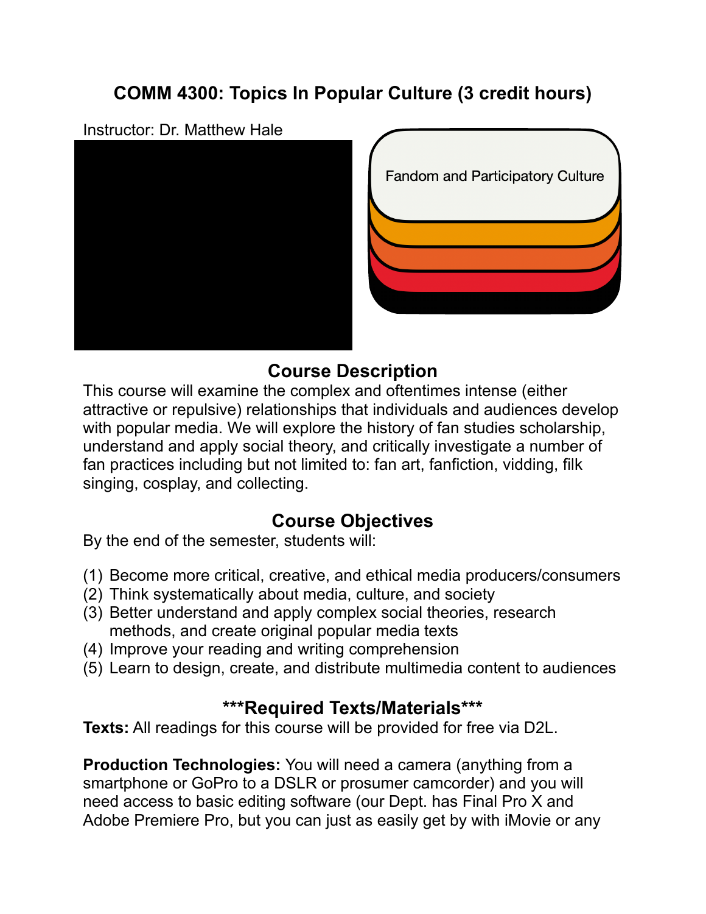# COMM 4300: Topics In Popular Culture (3 credit hours)

Instructor: Dr. Matthew Hale

Fandom and Participatory Culture

## Course Description

This course will examine the complex and oftentimes intense (either attractive or repulsive) relationships that individuals and audiences develop with popular media. We will explore the history of fan studies scholarship, understand and apply social theory, and critically investigate a number of fan practices including but not limited to: fan art, fanfiction, vidding, filk singing, cosplay, and collecting.

## Course Objectives

By the end of the semester, students will:

(1) Become more critical, creative, and ethical media producers/consumers
(2) Think systematically about media, culture, and society
(3) Better understand and apply complex social theories, research methods, and create original popular media texts
(4) Improve your reading and writing comprehension
(5) Learn to design, create, and distribute multimedia content to audiences

## ***Required Texts/Materials***

**Texts:** All readings for this course will be provided for free via D2L.

**Production Technologies:** You will need a camera (anything from a smartphone or GoPro to a DSLR or prosumer camcorder) and you will need access to basic editing software (our Dept. has Final Pro X and Adobe Premiere Pro, but you can just as easily get by with iMovie or any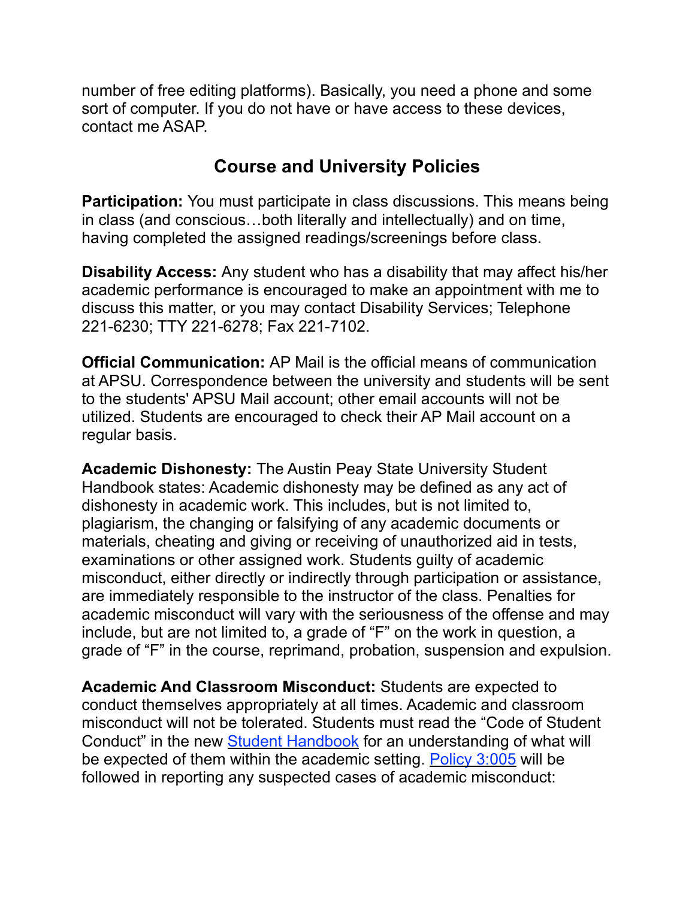number of free editing platforms). Basically, you need a phone and some sort of computer. If you do not have or have access to these devices, contact me ASAP.

## Course and University Policies

**Participation:** You must participate in class discussions. This means being in class (and conscious…both literally and intellectually) and on time, having completed the assigned readings/screenings before class.

**Disability Access:** Any student who has a disability that may affect his/her academic performance is encouraged to make an appointment with me to discuss this matter, or you may contact Disability Services; Telephone 221-6230; TTY 221-6278; Fax 221-7102.

**Official Communication:** AP Mail is the official means of communication at APSU. Correspondence between the university and students will be sent to the students' APSU Mail account; other email accounts will not be utilized. Students are encouraged to check their AP Mail account on a regular basis.

**Academic Dishonesty:** The Austin Peay State University Student Handbook states: Academic dishonesty may be defined as any act of dishonesty in academic work. This includes, but is not limited to, plagiarism, the changing or falsifying of any academic documents or materials, cheating and giving or receiving of unauthorized aid in tests, examinations or other assigned work. Students guilty of academic misconduct, either directly or indirectly through participation or assistance, are immediately responsible to the instructor of the class. Penalties for academic misconduct will vary with the seriousness of the offense and may include, but are not limited to, a grade of "F" on the work in question, a grade of "F" in the course, reprimand, probation, suspension and expulsion.

**Academic And Classroom Misconduct:** Students are expected to conduct themselves appropriately at all times. Academic and classroom misconduct will not be tolerated. Students must read the "Code of Student Conduct" in the new Student Handbook for an understanding of what will be expected of them within the academic setting. Policy 3:005 will be followed in reporting any suspected cases of academic misconduct: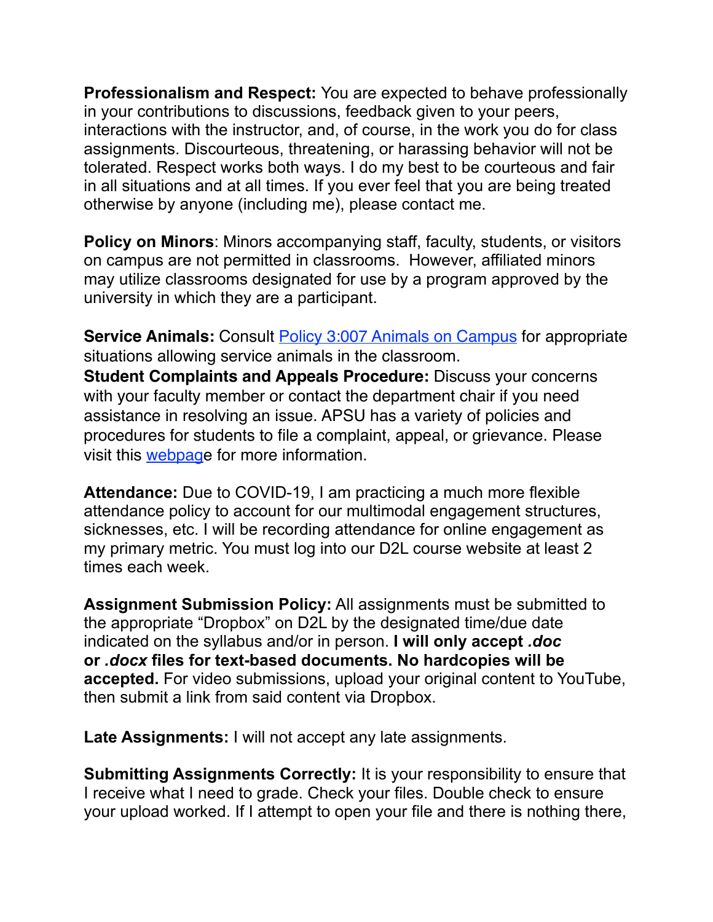**Professionalism and Respect:** You are expected to behave professionally in your contributions to discussions, feedback given to your peers, interactions with the instructor, and, of course, in the work you do for class assignments. Discourteous, threatening, or harassing behavior will not be tolerated. Respect works both ways. I do my best to be courteous and fair in all situations and at all times. If you ever feel that you are being treated otherwise by anyone (including me), please contact me.

**Policy on Minors**: Minors accompanying staff, faculty, students, or visitors on campus are not permitted in classrooms. However, affiliated minors may utilize classrooms designated for use by a program approved by the university in which they are a participant.

**Service Animals:** Consult [Policy 3:007 Animals on Campus](#) for appropriate situations allowing service animals in the classroom.
**Student Complaints and Appeals Procedure:** Discuss your concerns with your faculty member or contact the department chair if you need assistance in resolving an issue. APSU has a variety of policies and procedures for students to file a complaint, appeal, or grievance. Please visit this [webpage](#) for more information.

**Attendance:** Due to COVID-19, I am practicing a much more flexible attendance policy to account for our multimodal engagement structures, sicknesses, etc. I will be recording attendance for online engagement as my primary metric. You must log into our D2L course website at least 2 times each week.

**Assignment Submission Policy:** All assignments must be submitted to the appropriate "Dropbox" on D2L by the designated time/due date indicated on the syllabus and/or in person. **I will only accept *.doc* or *.docx* files for text-based documents. No hardcopies will be accepted.** For video submissions, upload your original content to YouTube, then submit a link from said content via Dropbox.

**Late Assignments:** I will not accept any late assignments.

**Submitting Assignments Correctly:** It is your responsibility to ensure that I receive what I need to grade. Check your files. Double check to ensure your upload worked. If I attempt to open your file and there is nothing there,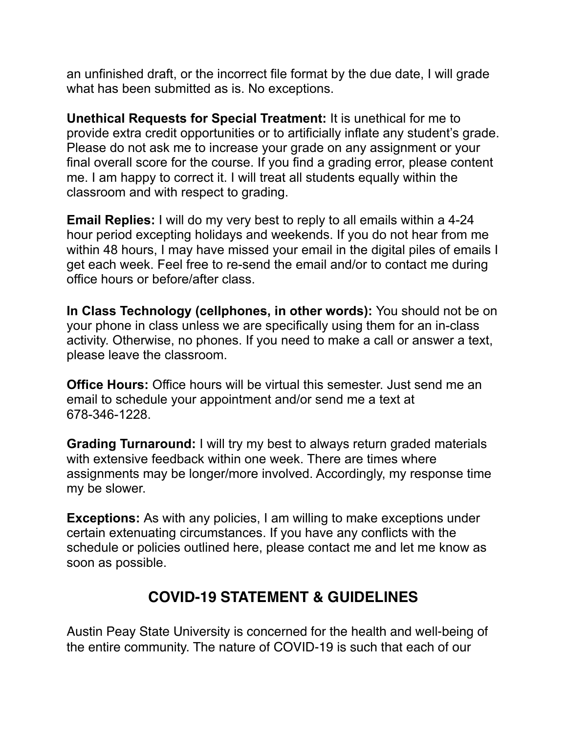an unfinished draft, or the incorrect file format by the due date, I will grade what has been submitted as is. No exceptions.

**Unethical Requests for Special Treatment:** It is unethical for me to provide extra credit opportunities or to artificially inflate any student's grade. Please do not ask me to increase your grade on any assignment or your final overall score for the course. If you find a grading error, please content me. I am happy to correct it. I will treat all students equally within the classroom and with respect to grading.

**Email Replies:** I will do my very best to reply to all emails within a 4-24 hour period excepting holidays and weekends. If you do not hear from me within 48 hours, I may have missed your email in the digital piles of emails I get each week. Feel free to re-send the email and/or to contact me during office hours or before/after class.

**In Class Technology (cellphones, in other words):** You should not be on your phone in class unless we are specifically using them for an in-class activity. Otherwise, no phones. If you need to make a call or answer a text, please leave the classroom.

**Office Hours:** Office hours will be virtual this semester. Just send me an email to schedule your appointment and/or send me a text at 678-346-1228.

**Grading Turnaround:** I will try my best to always return graded materials with extensive feedback within one week. There are times where assignments may be longer/more involved. Accordingly, my response time my be slower.

**Exceptions:** As with any policies, I am willing to make exceptions under certain extenuating circumstances. If you have any conflicts with the schedule or policies outlined here, please contact me and let me know as soon as possible.

## COVID-19 STATEMENT & GUIDELINES

Austin Peay State University is concerned for the health and well-being of the entire community. The nature of COVID-19 is such that each of our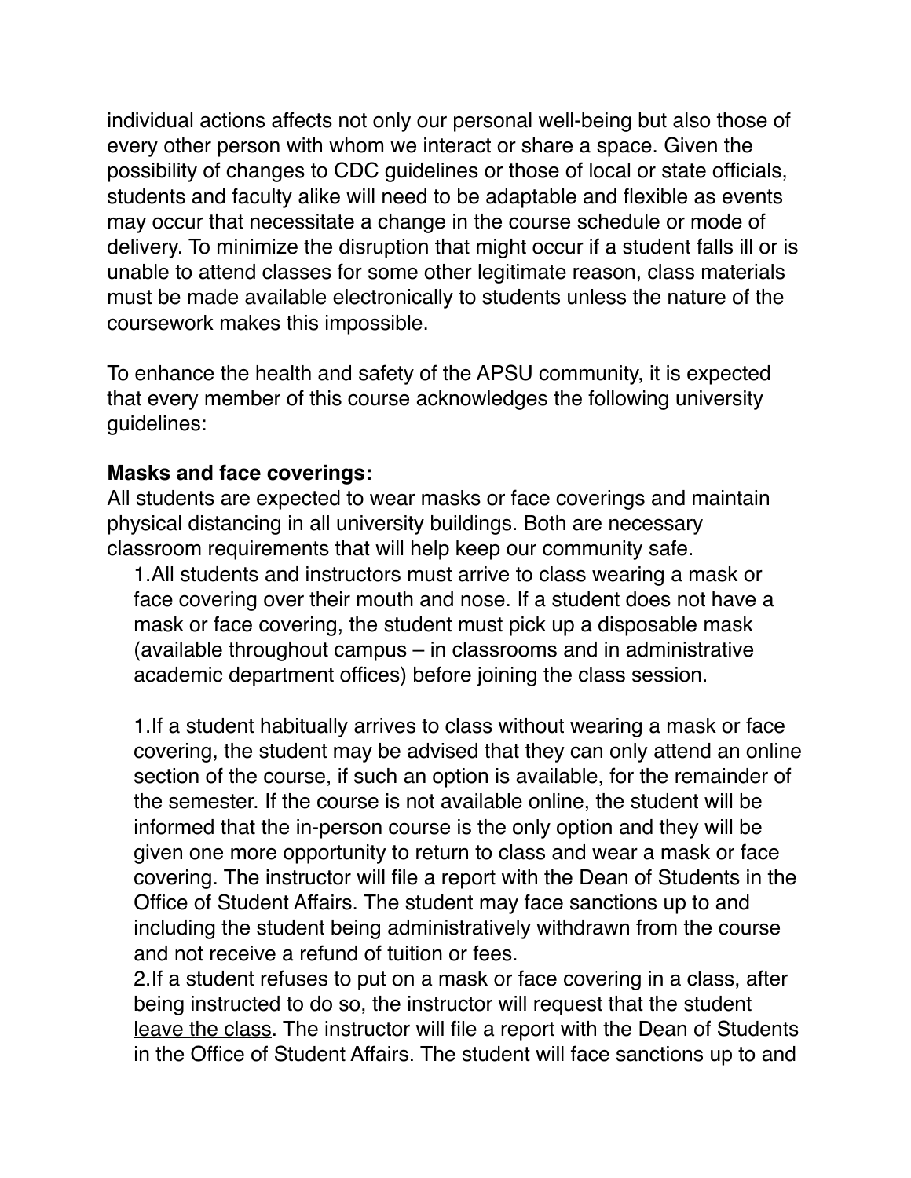individual actions affects not only our personal well-being but also those of every other person with whom we interact or share a space. Given the possibility of changes to CDC guidelines or those of local or state officials, students and faculty alike will need to be adaptable and flexible as events may occur that necessitate a change in the course schedule or mode of delivery. To minimize the disruption that might occur if a student falls ill or is unable to attend classes for some other legitimate reason, class materials must be made available electronically to students unless the nature of the coursework makes this impossible.

To enhance the health and safety of the APSU community, it is expected that every member of this course acknowledges the following university guidelines:

**Masks and face coverings:**
All students are expected to wear masks or face coverings and maintain physical distancing in all university buildings. Both are necessary classroom requirements that will help keep our community safe.

1.All students and instructors must arrive to class wearing a mask or face covering over their mouth and nose. If a student does not have a mask or face covering, the student must pick up a disposable mask (available throughout campus – in classrooms and in administrative academic department offices) before joining the class session.

1.If a student habitually arrives to class without wearing a mask or face covering, the student may be advised that they can only attend an online section of the course, if such an option is available, for the remainder of the semester. If the course is not available online, the student will be informed that the in-person course is the only option and they will be given one more opportunity to return to class and wear a mask or face covering. The instructor will file a report with the Dean of Students in the Office of Student Affairs. The student may face sanctions up to and including the student being administratively withdrawn from the course and not receive a refund of tuition or fees.
2.If a student refuses to put on a mask or face covering in a class, after being instructed to do so, the instructor will request that the student <u>leave the class</u>. The instructor will file a report with the Dean of Students in the Office of Student Affairs. The student will face sanctions up to and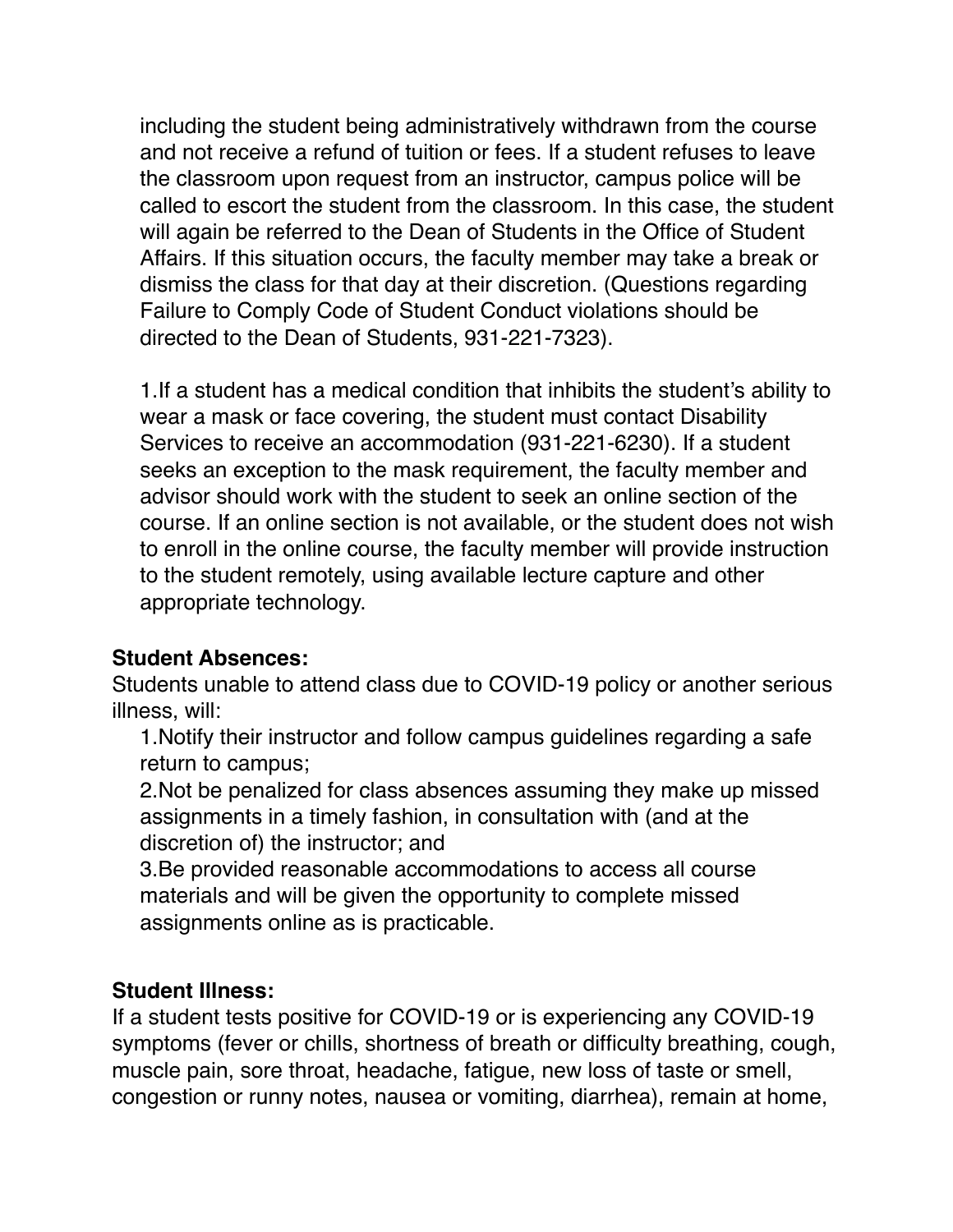including the student being administratively withdrawn from the course and not receive a refund of tuition or fees. If a student refuses to leave the classroom upon request from an instructor, campus police will be called to escort the student from the classroom. In this case, the student will again be referred to the Dean of Students in the Office of Student Affairs. If this situation occurs, the faculty member may take a break or dismiss the class for that day at their discretion. (Questions regarding Failure to Comply Code of Student Conduct violations should be directed to the Dean of Students, 931-221-7323).

1.If a student has a medical condition that inhibits the student's ability to wear a mask or face covering, the student must contact Disability Services to receive an accommodation (931-221-6230). If a student seeks an exception to the mask requirement, the faculty member and advisor should work with the student to seek an online section of the course. If an online section is not available, or the student does not wish to enroll in the online course, the faculty member will provide instruction to the student remotely, using available lecture capture and other appropriate technology.

**Student Absences:**

Students unable to attend class due to COVID-19 policy or another serious illness, will:

1.Notify their instructor and follow campus guidelines regarding a safe return to campus;

2.Not be penalized for class absences assuming they make up missed assignments in a timely fashion, in consultation with (and at the discretion of) the instructor; and

3.Be provided reasonable accommodations to access all course materials and will be given the opportunity to complete missed assignments online as is practicable.

**Student Illness:**

If a student tests positive for COVID-19 or is experiencing any COVID-19 symptoms (fever or chills, shortness of breath or difficulty breathing, cough, muscle pain, sore throat, headache, fatigue, new loss of taste or smell, congestion or runny notes, nausea or vomiting, diarrhea), remain at home,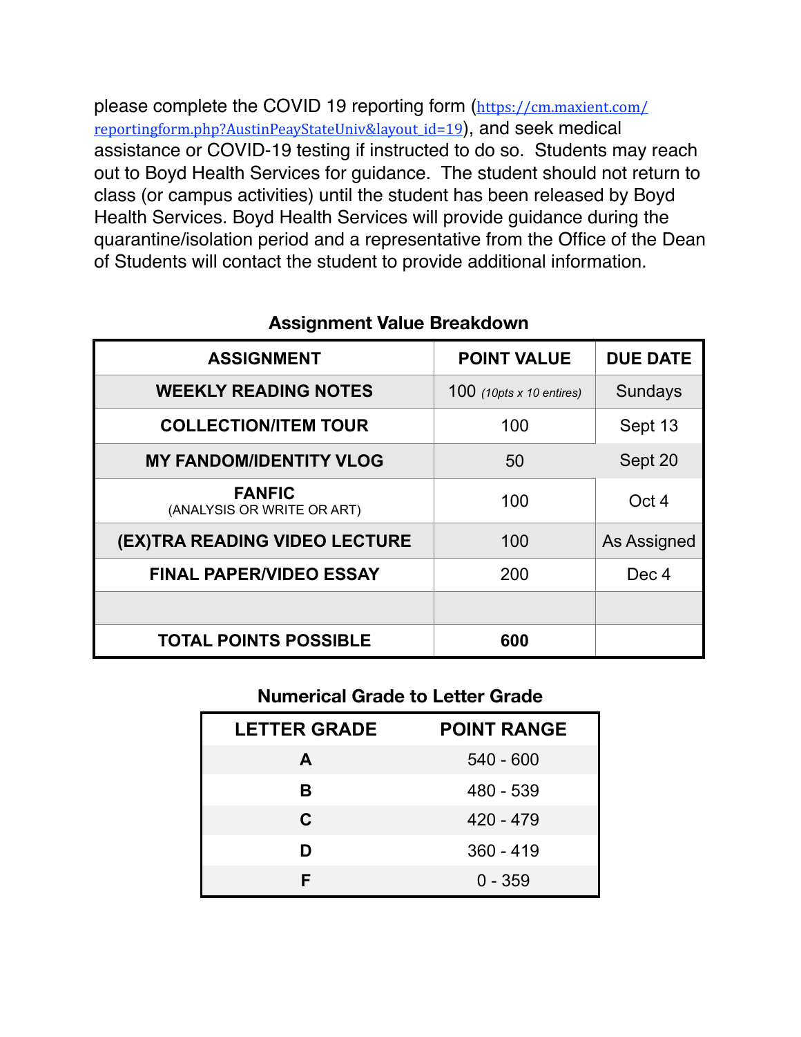please complete the COVID 19 reporting form ([https://cm.maxient.com/reportingform.php?AustinPeayStateUniv&layout_id=19](https://cm.maxient.com/reportingform.php?AustinPeayStateUniv&layout_id=19)), and seek medical assistance or COVID-19 testing if instructed to do so. Students may reach out to Boyd Health Services for guidance. The student should not return to class (or campus activities) until the student has been released by Boyd Health Services. Boyd Health Services will provide guidance during the quarantine/isolation period and a representative from the Office of the Dean of Students will contact the student to provide additional information.

**Assignment Value Breakdown**

| ASSIGNMENT | POINT VALUE | DUE DATE |
|---|---|---|
| **WEEKLY READING NOTES** | 100 *(10pts x 10 entires)* | Sundays |
| **COLLECTION/ITEM TOUR** | 100 | Sept 13 |
| **MY FANDOM/IDENTITY VLOG** | 50 | Sept 20 |
| **FANFIC** (ANALYSIS OR WRITE OR ART) | 100 | Oct 4 |
| **(EX)TRA READING VIDEO LECTURE** | 100 | As Assigned |
| **FINAL PAPER/VIDEO ESSAY** | 200 | Dec 4 |
| | | |
| **TOTAL POINTS POSSIBLE** | **600** | |

**Numerical Grade to Letter Grade**

| LETTER GRADE | POINT RANGE |
|---|---|
| **A** | 540 - 600 |
| **B** | 480 - 539 |
| **C** | 420 - 479 |
| **D** | 360 - 419 |
| **F** | 0 - 359 |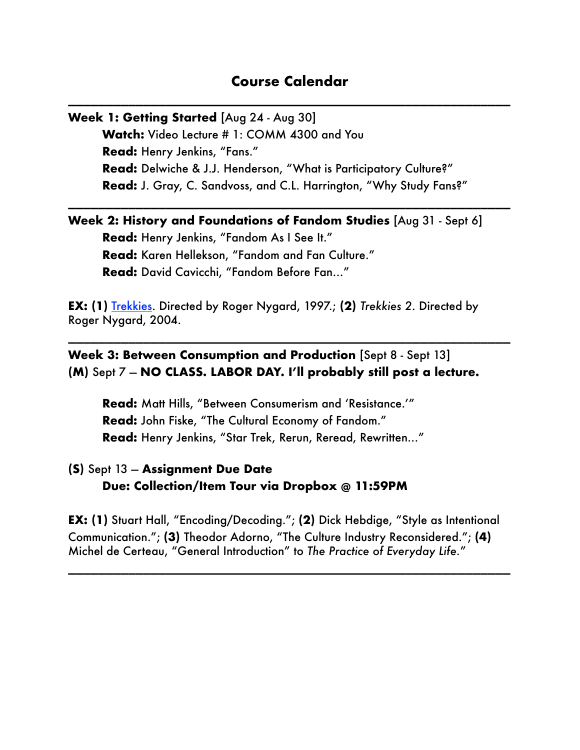# Course Calendar

---

**Week 1: Getting Started** [Aug 24 - Aug 30]

> **Watch:** Video Lecture # 1: COMM 4300 and You
> **Read:** Henry Jenkins, "Fans."
> **Read:** Delwiche & J.J. Henderson, "What is Participatory Culture?"
> **Read:** J. Gray, C. Sandvoss, and C.L. Harrington, "Why Study Fans?"

---

**Week 2: History and Foundations of Fandom Studies** [Aug 31 - Sept 6]

> **Read:** Henry Jenkins, "Fandom As I See It."
> **Read:** Karen Hellekson, "Fandom and Fan Culture."
> **Read:** David Cavicchi, "Fandom Before Fan..."

**EX: (1)** Trekkies. Directed by Roger Nygard, 1997.; **(2)** *Trekkies 2*. Directed by Roger Nygard, 2004.

---

**Week 3: Between Consumption and Production** [Sept 8 - Sept 13]
**(M)** Sept 7 – **NO CLASS. LABOR DAY. I'll probably still post a lecture.**

> **Read:** Matt Hills, "Between Consumerism and 'Resistance.'"
> **Read:** John Fiske, "The Cultural Economy of Fandom."
> **Read:** Henry Jenkins, "Star Trek, Rerun, Reread, Rewritten..."

**(S)** Sept 13 – **Assignment Due Date**
> **Due: Collection/Item Tour via Dropbox @ 11:59PM**

**EX: (1)** Stuart Hall, "Encoding/Decoding."; **(2)** Dick Hebdige, "Style as Intentional Communication."; **(3)** Theodor Adorno, "The Culture Industry Reconsidered."; **(4)** Michel de Certeau, "General Introduction" to *The Practice of Everyday Life*."

---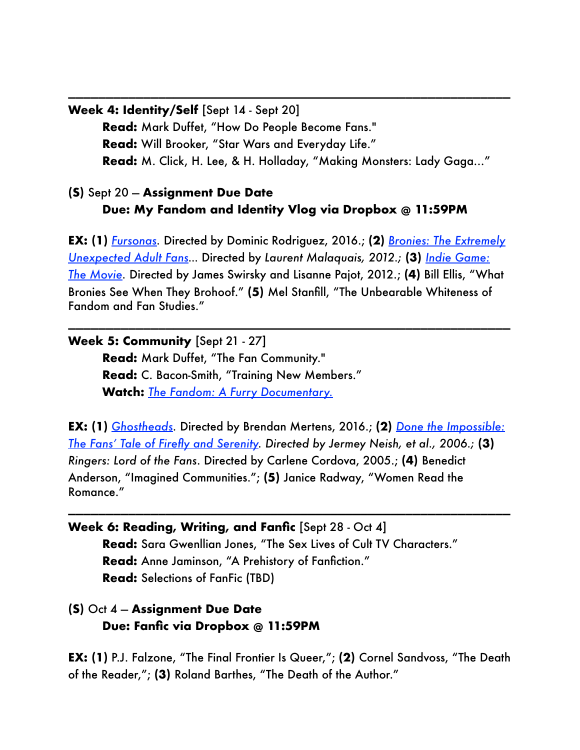---

**Week 4: Identity/Self** [Sept 14 - Sept 20]

**Read:** Mark Duffet, "How Do People Become Fans."
**Read:** Will Brooker, "Star Wars and Everyday Life."
**Read:** M. Click, H. Lee, & H. Holladay, "Making Monsters: Lady Gaga…"

**(S)** Sept 20 – **Assignment Due Date**
**Due: My Fandom and Identity Vlog via Dropbox @ 11:59PM**

**EX: (1)** *Fursonas*. Directed by Dominic Rodriguez, 2016.; **(2)** *Bronies: The Extremely Unexpected Adult Fans*… Directed by *Laurent Malaquais, 2012.;* **(3)** *Indie Game: The Movie*. Directed by James Swirsky and Lisanne Pajot, 2012.; **(4)** Bill Ellis, "What Bronies See When They Brohoof." **(5)** Mel Stanfill, "The Unbearable Whiteness of Fandom and Fan Studies."

---

**Week 5: Community** [Sept 21 - 27]

**Read:** Mark Duffet, "The Fan Community."
**Read:** C. Bacon-Smith, "Training New Members."
**Watch:** *The Fandom: A Furry Documentary.*

**EX: (1)** *Ghostheads*. Directed by Brendan Mertens, 2016.; **(2)** *Done the Impossible: The Fans' Tale of Firefly and Serenity. Directed by Jermey Neish, et al., 2006.;* **(3)** *Ringers: Lord of the Fans*. Directed by Carlene Cordova, 2005.; **(4)** Benedict Anderson, "Imagined Communities."; **(5)** Janice Radway, "Women Read the Romance."

---

**Week 6: Reading, Writing, and Fanfic** [Sept 28 - Oct 4]

**Read:** Sara Gwenllian Jones, "The Sex Lives of Cult TV Characters."
**Read:** Anne Jaminson, "A Prehistory of Fanfiction."
**Read:** Selections of FanFic (TBD)

**(S)** Oct 4 – **Assignment Due Date**
**Due: Fanfic via Dropbox @ 11:59PM**

**EX: (1)** P.J. Falzone, "The Final Frontier Is Queer,"; **(2)** Cornel Sandvoss, "The Death of the Reader,"; **(3)** Roland Barthes, "The Death of the Author."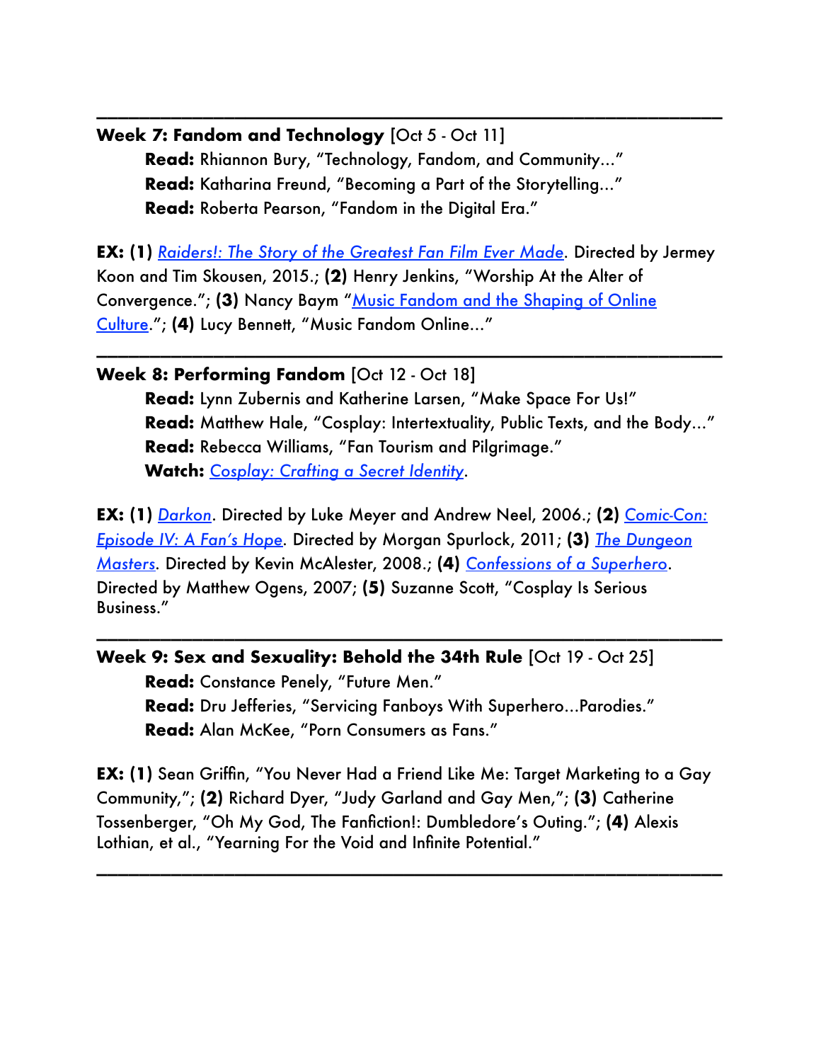---

**Week 7: Fandom and Technology** [Oct 5 - Oct 11]

**Read:** Rhiannon Bury, "Technology, Fandom, and Community…"
**Read:** Katharina Freund, "Becoming a Part of the Storytelling…"
**Read:** Roberta Pearson, "Fandom in the Digital Era."

**EX:** **(1)** *Raiders!: The Story of the Greatest Fan Film Ever Made*. Directed by Jermey Koon and Tim Skousen, 2015.; **(2)** Henry Jenkins, "Worship At the Alter of Convergence."; **(3)** Nancy Baym "Music Fandom and the Shaping of Online Culture."; **(4)** Lucy Bennett, "Music Fandom Online…"

---

**Week 8: Performing Fandom** [Oct 12 - Oct 18]

**Read:** Lynn Zubernis and Katherine Larsen, "Make Space For Us!"
**Read:** Matthew Hale, "Cosplay: Intertextuality, Public Texts, and the Body…"
**Read:** Rebecca Williams, "Fan Tourism and Pilgrimage."
**Watch:** Cosplay: Crafting a Secret Identity.

**EX:** **(1)** *Darkon*. Directed by Luke Meyer and Andrew Neel, 2006.; **(2)** *Comic-Con: Episode IV: A Fan's Hope*. Directed by Morgan Spurlock, 2011; **(3)** *The Dungeon Masters*. Directed by Kevin McAlester, 2008.; **(4)** *Confessions of a Superhero*. Directed by Matthew Ogens, 2007; **(5)** Suzanne Scott, "Cosplay Is Serious Business."

---

**Week 9: Sex and Sexuality: Behold the 34th Rule** [Oct 19 - Oct 25]

**Read:** Constance Penely, "Future Men."
**Read:** Dru Jefferies, "Servicing Fanboys With Superhero…Parodies."
**Read:** Alan McKee, "Porn Consumers as Fans."

**EX:** **(1)** Sean Griffin, "You Never Had a Friend Like Me: Target Marketing to a Gay Community,"; **(2)** Richard Dyer, "Judy Garland and Gay Men,"; **(3)** Catherine Tossenberger, "Oh My God, The Fanfiction!: Dumbledore's Outing."; **(4)** Alexis Lothian, et al., "Yearning For the Void and Infinite Potential."

---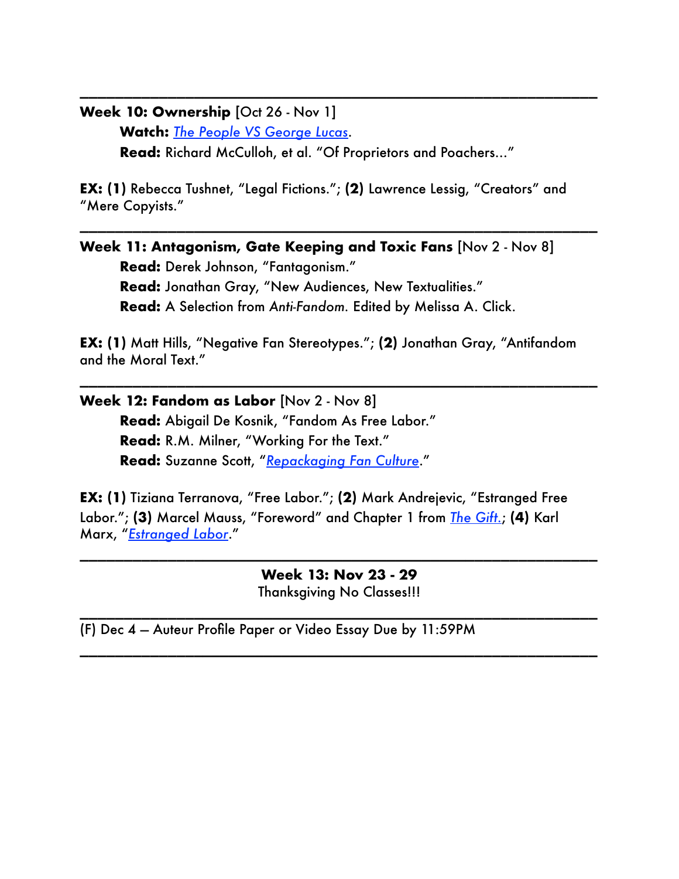---

**Week 10: Ownership** [Oct 26 - Nov 1]

**Watch:** *The People VS George Lucas*.

**Read:** Richard McCulloh, et al. "Of Proprietors and Poachers…"

**EX: (1)** Rebecca Tushnet, "Legal Fictions."; **(2)** Lawrence Lessig, "Creators" and "Mere Copyists."

---

**Week 11: Antagonism, Gate Keeping and Toxic Fans** [Nov 2 - Nov 8]

**Read:** Derek Johnson, "Fantagonism."

**Read:** Jonathan Gray, "New Audiences, New Textualities."

**Read:** A Selection from *Anti-Fandom*. Edited by Melissa A. Click.

**EX: (1)** Matt Hills, "Negative Fan Stereotypes."; **(2)** Jonathan Gray, "Antifandom and the Moral Text."

---

**Week 12: Fandom as Labor** [Nov 2 - Nov 8]

**Read:** Abigail De Kosnik, "Fandom As Free Labor."

**Read:** R.M. Milner, "Working For the Text."

**Read:** Suzanne Scott, "Repackaging Fan Culture."

**EX: (1)** Tiziana Terranova, "Free Labor."; **(2)** Mark Andrejevic, "Estranged Free Labor."; **(3)** Marcel Mauss, "Foreword" and Chapter 1 from *The Gift.*; **(4)** Karl Marx, "Estranged Labor."

---

**Week 13: Nov 23 - 29**

Thanksgiving No Classes!!!

---

(F) Dec 4 — Auteur Profile Paper or Video Essay Due by 11:59PM

---